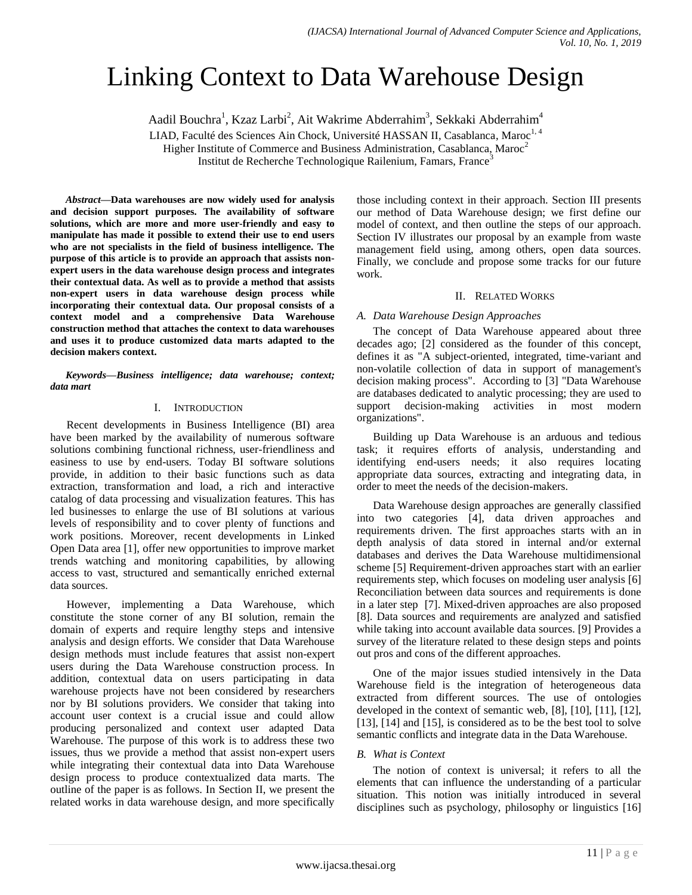# Linking Context to Data Warehouse Design

Aadil Bouchra[1], Kzaz Larbi[2], Ait Wakrime Abderrahim[3], Sekkaki Abderrahim[4]

LIAD, Faculté des Sciences Ain Chock, Université HASSAN II, Casablanca, Maroc[1, 4]
Higher Institute of Commerce and Business Administration, Casablanca, Maroc[2]
Institut de Recherche Technologique Railenium, Famars, France[3]

***Abstract*—Data warehouses are now widely used for analysis and decision support purposes. The availability of software solutions, which are more and more user-friendly and easy to manipulate has made it possible to extend their use to end users who are not specialists in the field of business intelligence. The purpose of this article is to provide an approach that assists non-expert users in the data warehouse design process and integrates their contextual data. As well as to provide a method that assists non-expert users in data warehouse design process while incorporating their contextual data. Our proposal consists of a context model and a comprehensive Data Warehouse construction method that attaches the context to data warehouses and uses it to produce customized data marts adapted to the decision makers context.**

***Keywords*—Business intelligence; data warehouse; context; data mart**

## I. Introduction

Recent developments in Business Intelligence (BI) area have been marked by the availability of numerous software solutions combining functional richness, user-friendliness and easiness to use by end-users. Today BI software solutions provide, in addition to their basic functions such as data extraction, transformation and load, a rich and interactive catalog of data processing and visualization features. This has led businesses to enlarge the use of BI solutions at various levels of responsibility and to cover plenty of functions and work positions. Moreover, recent developments in Linked Open Data area [1], offer new opportunities to improve market trends watching and monitoring capabilities, by allowing access to vast, structured and semantically enriched external data sources.

However, implementing a Data Warehouse, which constitute the stone corner of any BI solution, remain the domain of experts and require lengthy steps and intensive analysis and design efforts. We consider that Data Warehouse design methods must include features that assist non-expert users during the Data Warehouse construction process. In addition, contextual data on users participating in data warehouse projects have not been considered by researchers nor by BI solutions providers. We consider that taking into account user context is a crucial issue and could allow producing personalized and context user adapted Data Warehouse. The purpose of this work is to address these two issues, thus we provide a method that assist non-expert users while integrating their contextual data into Data Warehouse design process to produce contextualized data marts. The outline of the paper is as follows. In Section II, we present the related works in data warehouse design, and more specifically those including context in their approach. Section III presents our method of Data Warehouse design; we first define our model of context, and then outline the steps of our approach. Section IV illustrates our proposal by an example from waste management field using, among others, open data sources. Finally, we conclude and propose some tracks for our future work.

## II. Related Works

### *A. Data Warehouse Design Approaches*

The concept of Data Warehouse appeared about three decades ago; [2] considered as the founder of this concept, defines it as "A subject-oriented, integrated, time-variant and non-volatile collection of data in support of management's decision making process". According to [3] "Data Warehouse are databases dedicated to analytic processing; they are used to support decision-making activities in most modern organizations".

Building up Data Warehouse is an arduous and tedious task; it requires efforts of analysis, understanding and identifying end-users needs; it also requires locating appropriate data sources, extracting and integrating data, in order to meet the needs of the decision-makers.

Data Warehouse design approaches are generally classified into two categories [4], data driven approaches and requirements driven. The first approaches starts with an in depth analysis of data stored in internal and/or external databases and derives the Data Warehouse multidimensional scheme [5] Requirement-driven approaches start with an earlier requirements step, which focuses on modeling user analysis [6] Reconciliation between data sources and requirements is done in a later step [7]. Mixed-driven approaches are also proposed [8]. Data sources and requirements are analyzed and satisfied while taking into account available data sources. [9] Provides a survey of the literature related to these design steps and points out pros and cons of the different approaches.

One of the major issues studied intensively in the Data Warehouse field is the integration of heterogeneous data extracted from different sources. The use of ontologies developed in the context of semantic web, [8], [10], [11], [12], [13], [14] and [15], is considered as to be the best tool to solve semantic conflicts and integrate data in the Data Warehouse.

### *B. What is Context*

The notion of context is universal; it refers to all the elements that can influence the understanding of a particular situation. This notion was initially introduced in several disciplines such as psychology, philosophy or linguistics [16]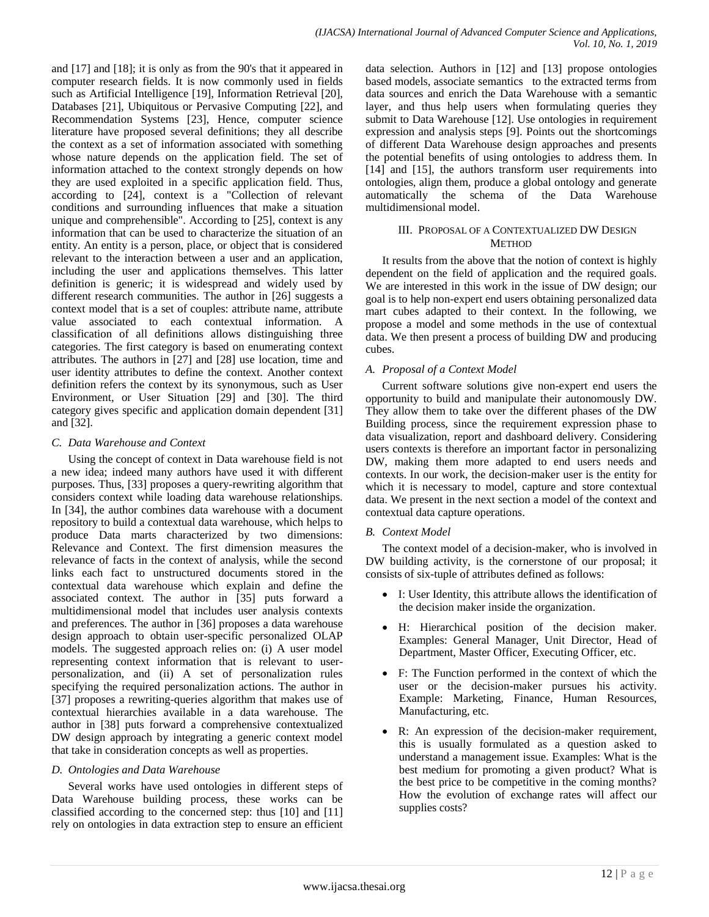and [17] and [18]; it is only as from the 90's that it appeared in computer research fields. It is now commonly used in fields such as Artificial Intelligence [19], Information Retrieval [20], Databases [21], Ubiquitous or Pervasive Computing [22], and Recommendation Systems [23], Hence, computer science literature have proposed several definitions; they all describe the context as a set of information associated with something whose nature depends on the application field. The set of information attached to the context strongly depends on how they are used exploited in a specific application field. Thus, according to [24], context is a "Collection of relevant conditions and surrounding influences that make a situation unique and comprehensible". According to [25], context is any information that can be used to characterize the situation of an entity. An entity is a person, place, or object that is considered relevant to the interaction between a user and an application, including the user and applications themselves. This latter definition is generic; it is widespread and widely used by different research communities. The author in [26] suggests a context model that is a set of couples: attribute name, attribute value associated to each contextual information. A classification of all definitions allows distinguishing three categories. The first category is based on enumerating context attributes. The authors in [27] and [28] use location, time and user identity attributes to define the context. Another context definition refers the context by its synonymous, such as User Environment, or User Situation [29] and [30]. The third category gives specific and application domain dependent [31] and [32].

### *C. Data Warehouse and Context*

Using the concept of context in Data warehouse field is not a new idea; indeed many authors have used it with different purposes. Thus, [33] proposes a query-rewriting algorithm that considers context while loading data warehouse relationships. In [34], the author combines data warehouse with a document repository to build a contextual data warehouse, which helps to produce Data marts characterized by two dimensions: Relevance and Context. The first dimension measures the relevance of facts in the context of analysis, while the second links each fact to unstructured documents stored in the contextual data warehouse which explain and define the associated context. The author in [35] puts forward a multidimensional model that includes user analysis contexts and preferences. The author in [36] proposes a data warehouse design approach to obtain user-specific personalized OLAP models. The suggested approach relies on: (i) A user model representing context information that is relevant to user-personalization, and (ii) A set of personalization rules specifying the required personalization actions. The author in [37] proposes a rewriting-queries algorithm that makes use of contextual hierarchies available in a data warehouse. The author in [38] puts forward a comprehensive contextualized DW design approach by integrating a generic context model that take in consideration concepts as well as properties.

### *D. Ontologies and Data Warehouse*

Several works have used ontologies in different steps of Data Warehouse building process, these works can be classified according to the concerned step: thus [10] and [11] rely on ontologies in data extraction step to ensure an efficient data selection. Authors in [12] and [13] propose ontologies based models, associate semantics to the extracted terms from data sources and enrich the Data Warehouse with a semantic layer, and thus help users when formulating queries they submit to Data Warehouse [12]. Use ontologies in requirement expression and analysis steps [9]. Points out the shortcomings of different Data Warehouse design approaches and presents the potential benefits of using ontologies to address them. In [14] and [15], the authors transform user requirements into ontologies, align them, produce a global ontology and generate automatically the schema of the Data Warehouse multidimensional model.

## III. Proposal of a Contextualized DW Design Method

It results from the above that the notion of context is highly dependent on the field of application and the required goals. We are interested in this work in the issue of DW design; our goal is to help non-expert end users obtaining personalized data mart cubes adapted to their context. In the following, we propose a model and some methods in the use of contextual data. We then present a process of building DW and producing cubes.

### *A. Proposal of a Context Model*

Current software solutions give non-expert end users the opportunity to build and manipulate their autonomously DW. They allow them to take over the different phases of the DW Building process, since the requirement expression phase to data visualization, report and dashboard delivery. Considering users contexts is therefore an important factor in personalizing DW, making them more adapted to end users needs and contexts. In our work, the decision-maker user is the entity for which it is necessary to model, capture and store contextual data. We present in the next section a model of the context and contextual data capture operations.

### *B. Context Model*

The context model of a decision-maker, who is involved in DW building activity, is the cornerstone of our proposal; it consists of six-tuple of attributes defined as follows:

- I: User Identity, this attribute allows the identification of the decision maker inside the organization.
- H: Hierarchical position of the decision maker. Examples: General Manager, Unit Director, Head of Department, Master Officer, Executing Officer, etc.
- F: The Function performed in the context of which the user or the decision-maker pursues his activity. Example: Marketing, Finance, Human Resources, Manufacturing, etc.
- R: An expression of the decision-maker requirement, this is usually formulated as a question asked to understand a management issue. Examples: What is the best medium for promoting a given product? What is the best price to be competitive in the coming months? How the evolution of exchange rates will affect our supplies costs?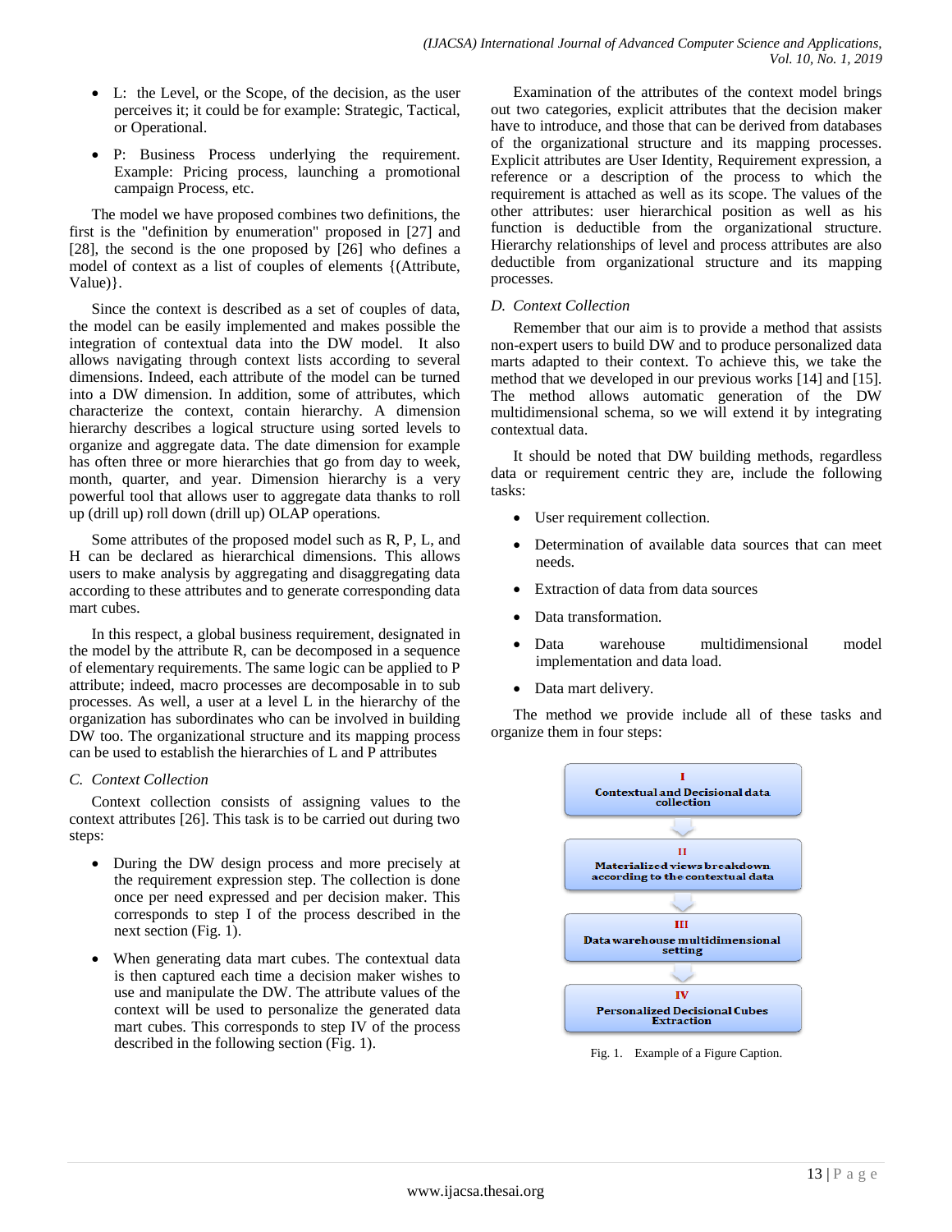- L: the Level, or the Scope, of the decision, as the user perceives it; it could be for example: Strategic, Tactical, or Operational.
- P: Business Process underlying the requirement. Example: Pricing process, launching a promotional campaign Process, etc.

The model we have proposed combines two definitions, the first is the "definition by enumeration" proposed in [27] and [28], the second is the one proposed by [26] who defines a model of context as a list of couples of elements {(Attribute, Value)}.

Since the context is described as a set of couples of data, the model can be easily implemented and makes possible the integration of contextual data into the DW model. It also allows navigating through context lists according to several dimensions. Indeed, each attribute of the model can be turned into a DW dimension. In addition, some of attributes, which characterize the context, contain hierarchy. A dimension hierarchy describes a logical structure using sorted levels to organize and aggregate data. The date dimension for example has often three or more hierarchies that go from day to week, month, quarter, and year. Dimension hierarchy is a very powerful tool that allows user to aggregate data thanks to roll up (drill up) roll down (drill up) OLAP operations.

Some attributes of the proposed model such as R, P, L, and H can be declared as hierarchical dimensions. This allows users to make analysis by aggregating and disaggregating data according to these attributes and to generate corresponding data mart cubes.

In this respect, a global business requirement, designated in the model by the attribute R, can be decomposed in a sequence of elementary requirements. The same logic can be applied to P attribute; indeed, macro processes are decomposable in to sub processes. As well, a user at a level L in the hierarchy of the organization has subordinates who can be involved in building DW too. The organizational structure and its mapping process can be used to establish the hierarchies of L and P attributes

### *C. Context Collection*

Context collection consists of assigning values to the context attributes [26]. This task is to be carried out during two steps:

- During the DW design process and more precisely at the requirement expression step. The collection is done once per need expressed and per decision maker. This corresponds to step I of the process described in the next section (Fig. 1).
- When generating data mart cubes. The contextual data is then captured each time a decision maker wishes to use and manipulate the DW. The attribute values of the context will be used to personalize the generated data mart cubes. This corresponds to step IV of the process described in the following section (Fig. 1).

Examination of the attributes of the context model brings out two categories, explicit attributes that the decision maker have to introduce, and those that can be derived from databases of the organizational structure and its mapping processes. Explicit attributes are User Identity, Requirement expression, a reference or a description of the process to which the requirement is attached as well as its scope. The values of the other attributes: user hierarchical position as well as his function is deductible from the organizational structure. Hierarchy relationships of level and process attributes are also deductible from organizational structure and its mapping processes.

### *D. Context Collection*

Remember that our aim is to provide a method that assists non-expert users to build DW and to produce personalized data marts adapted to their context. To achieve this, we take the method that we developed in our previous works [14] and [15]. The method allows automatic generation of the DW multidimensional schema, so we will extend it by integrating contextual data.

It should be noted that DW building methods, regardless data or requirement centric they are, include the following tasks:

- User requirement collection.
- Determination of available data sources that can meet needs.
- Extraction of data from data sources
- Data transformation.
- Data warehouse multidimensional model implementation and data load.
- Data mart delivery.

The method we provide include all of these tasks and organize them in four steps:

I — Contextual and Decisional data collection

II — Materialized views breakdown according to the contextual data

III — Data warehouse multidimensional setting

IV — Personalized Decisional Cubes Extraction

Fig. 1. Example of a Figure Caption.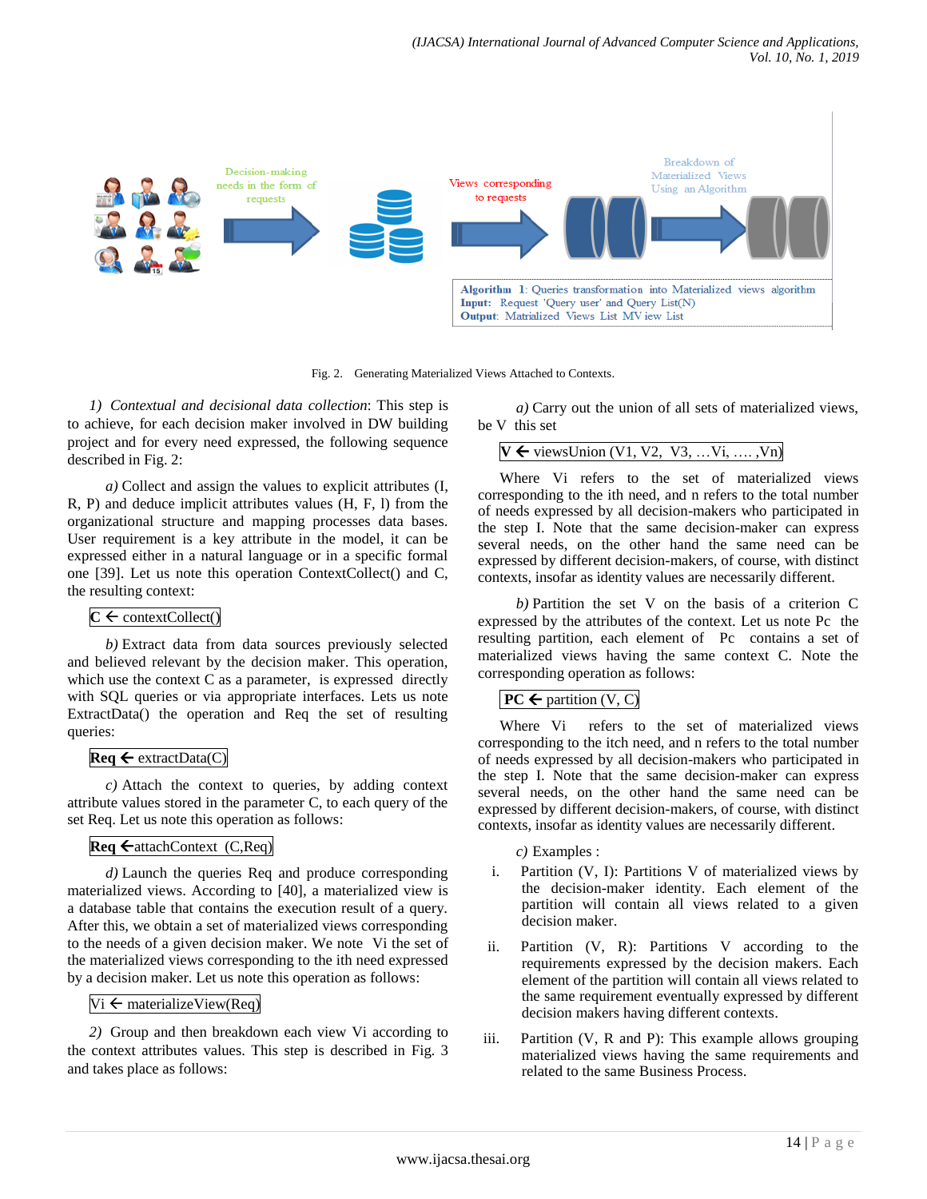Fig. 2. Generating Materialized Views Attached to Contexts.

*1) Contextual and decisional data collection*: This step is to achieve, for each decision maker involved in DW building project and for every need expressed, the following sequence described in Fig. 2:

*a)* Collect and assign the values to explicit attributes (I, R, P) and deduce implicit attributes values (H, F, l) from the organizational structure and mapping processes data bases. User requirement is a key attribute in the model, it can be expressed either in a natural language or in a specific formal one [39]. Let us note this operation ContextCollect() and C, the resulting context:

**C** ← contextCollect()

*b)* Extract data from data sources previously selected and believed relevant by the decision maker. This operation, which use the context C as a parameter, is expressed directly with SQL queries or via appropriate interfaces. Lets us note ExtractData() the operation and Req the set of resulting queries:

**Req** ← extractData(C)

*c)* Attach the context to queries, by adding context attribute values stored in the parameter C, to each query of the set Req. Let us note this operation as follows:

**Req** ←attachContext (C,Req)

*d)* Launch the queries Req and produce corresponding materialized views. According to [40], a materialized view is a database table that contains the execution result of a query. After this, we obtain a set of materialized views corresponding to the needs of a given decision maker. We note Vi the set of the materialized views corresponding to the ith need expressed by a decision maker. Let us note this operation as follows:

Vi ← materializeView(Req)

*2)* Group and then breakdown each view Vi according to the context attributes values. This step is described in Fig. 3 and takes place as follows:

*a)* Carry out the union of all sets of materialized views, be V this set

**V** ← viewsUnion (V1, V2, V3, …Vi, …. ,Vn)

Where Vi refers to the set of materialized views corresponding to the ith need, and n refers to the total number of needs expressed by all decision-makers who participated in the step I. Note that the same decision-maker can express several needs, on the other hand the same need can be expressed by different decision-makers, of course, with distinct contexts, insofar as identity values are necessarily different.

*b)* Partition the set V on the basis of a criterion C expressed by the attributes of the context. Let us note Pc the resulting partition, each element of Pc contains a set of materialized views having the same context C. Note the corresponding operation as follows:

**PC** ← partition (V, C)

Where Vi refers to the set of materialized views corresponding to the itch need, and n refers to the total number of needs expressed by all decision-makers who participated in the step I. Note that the same decision-maker can express several needs, on the other hand the same need can be expressed by different decision-makers, of course, with distinct contexts, insofar as identity values are necessarily different.

*c)* Examples :

i. Partition (V, I): Partitions V of materialized views by the decision-maker identity. Each element of the partition will contain all views related to a given decision maker.

ii. Partition (V, R): Partitions V according to the requirements expressed by the decision makers. Each element of the partition will contain all views related to the same requirement eventually expressed by different decision makers having different contexts.

iii. Partition (V, R and P): This example allows grouping materialized views having the same requirements and related to the same Business Process.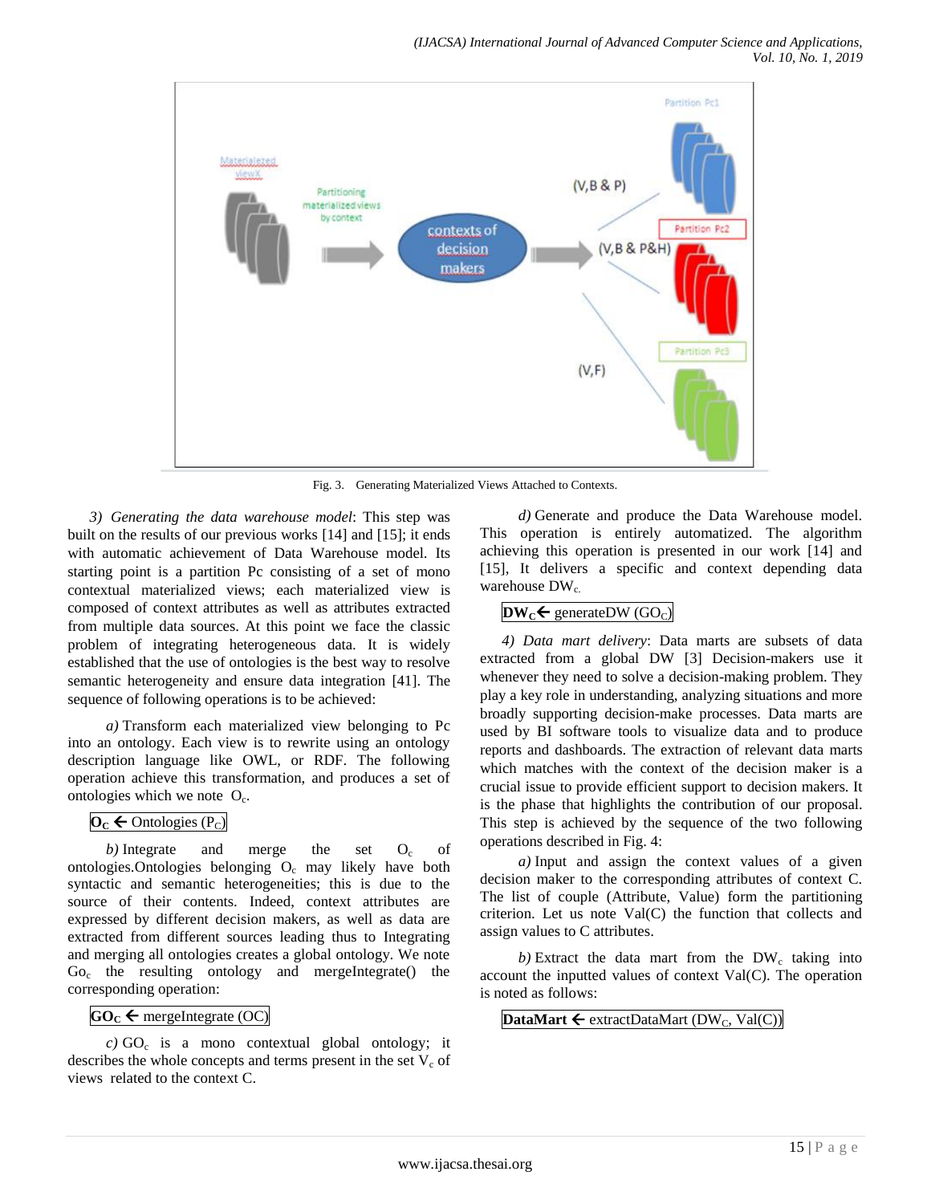Fig. 3. Generating Materialized Views Attached to Contexts.

*3) Generating the data warehouse model*: This step was built on the results of our previous works [14] and [15]; it ends with automatic achievement of Data Warehouse model. Its starting point is a partition Pc consisting of a set of mono contextual materialized views; each materialized view is composed of context attributes as well as attributes extracted from multiple data sources. At this point we face the classic problem of integrating heterogeneous data. It is widely established that the use of ontologies is the best way to resolve semantic heterogeneity and ensure data integration [41]. The sequence of following operations is to be achieved:

*a)* Transform each materialized view belonging to Pc into an ontology. Each view is to rewrite using an ontology description language like OWL, or RDF. The following operation achieve this transformation, and produces a set of ontologies which we note $O_c$.

**$O_C$** ← Ontologies ($P_C$)

*b)* Integrate and merge the set $O_c$ of ontologies.Ontologies belonging $O_c$ may likely have both syntactic and semantic heterogeneities; this is due to the source of their contents. Indeed, context attributes are expressed by different decision makers, as well as data are extracted from different sources leading thus to Integrating and merging all ontologies creates a global ontology. We note $Go_c$ the resulting ontology and mergeIntegrate() the corresponding operation:

**$GO_C$** ← mergeIntegrate (OC)

*c)* $GO_c$ is a mono contextual global ontology; it describes the whole concepts and terms present in the set $V_c$ of views related to the context C.

*d)* Generate and produce the Data Warehouse model. This operation is entirely automatized. The algorithm achieving this operation is presented in our work [14] and [15], It delivers a specific and context depending data warehouse $DW_c$.

**$DW_C$** ← generateDW ($GO_C$)

*4) Data mart delivery*: Data marts are subsets of data extracted from a global DW [3] Decision-makers use it whenever they need to solve a decision-making problem. They play a key role in understanding, analyzing situations and more broadly supporting decision-make processes. Data marts are used by BI software tools to visualize data and to produce reports and dashboards. The extraction of relevant data marts which matches with the context of the decision maker is a crucial issue to provide efficient support to decision makers. It is the phase that highlights the contribution of our proposal. This step is achieved by the sequence of the two following operations described in Fig. 4:

*a)* Input and assign the context values of a given decision maker to the corresponding attributes of context C. The list of couple (Attribute, Value) form the partitioning criterion. Let us note Val(C) the function that collects and assign values to C attributes.

*b)* Extract the data mart from the $DW_c$ taking into account the inputted values of context Val(C). The operation is noted as follows:

**DataMart** ← extractDataMart ($DW_C$, Val(C))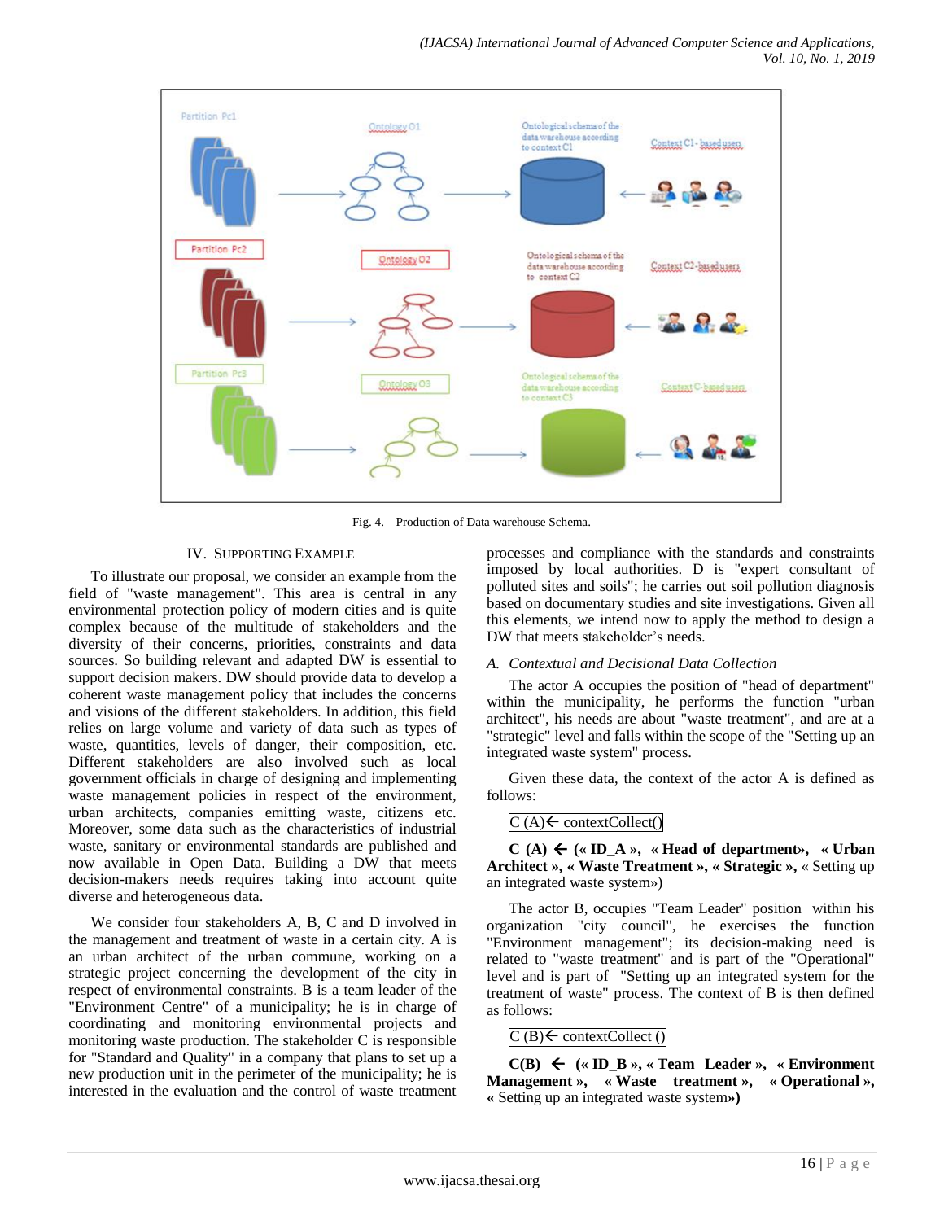Fig. 4. Production of Data warehouse Schema.

## IV. Supporting Example

To illustrate our proposal, we consider an example from the field of "waste management". This area is central in any environmental protection policy of modern cities and is quite complex because of the multitude of stakeholders and the diversity of their concerns, priorities, constraints and data sources. So building relevant and adapted DW is essential to support decision makers. DW should provide data to develop a coherent waste management policy that includes the concerns and visions of the different stakeholders. In addition, this field relies on large volume and variety of data such as types of waste, quantities, levels of danger, their composition, etc. Different stakeholders are also involved such as local government officials in charge of designing and implementing waste management policies in respect of the environment, urban architects, companies emitting waste, citizens etc. Moreover, some data such as the characteristics of industrial waste, sanitary or environmental standards are published and now available in Open Data. Building a DW that meets decision-makers needs requires taking into account quite diverse and heterogeneous data.

We consider four stakeholders A, B, C and D involved in the management and treatment of waste in a certain city. A is an urban architect of the urban commune, working on a strategic project concerning the development of the city in respect of environmental constraints. B is a team leader of the "Environment Centre" of a municipality; he is in charge of coordinating and monitoring environmental projects and monitoring waste production. The stakeholder C is responsible for "Standard and Quality" in a company that plans to set up a new production unit in the perimeter of the municipality; he is interested in the evaluation and the control of waste treatment processes and compliance with the standards and constraints imposed by local authorities. D is "expert consultant of polluted sites and soils"; he carries out soil pollution diagnosis based on documentary studies and site investigations. Given all this elements, we intend now to apply the method to design a DW that meets stakeholder's needs.

### A. Contextual and Decisional Data Collection

The actor A occupies the position of "head of department" within the municipality, he performs the function "urban architect", his needs are about "waste treatment", and are at a "strategic" level and falls within the scope of the "Setting up an integrated waste system" process.

Given these data, the context of the actor A is defined as follows:

C (A)← contextCollect()

**C (A) ← (« ID_A », « Head of department», « Urban Architect », « Waste Treatment », « Strategic »,** « Setting up an integrated waste system»)

The actor B, occupies "Team Leader" position within his organization "city council", he exercises the function "Environment management"; its decision-making need is related to "waste treatment" and is part of the "Operational" level and is part of "Setting up an integrated system for the treatment of waste" process. The context of B is then defined as follows:

C (B)← contextCollect ()

**C(B) ← (« ID_B », « Team Leader », « Environment Management », « Waste treatment », « Operational », « Setting up an integrated waste system»)**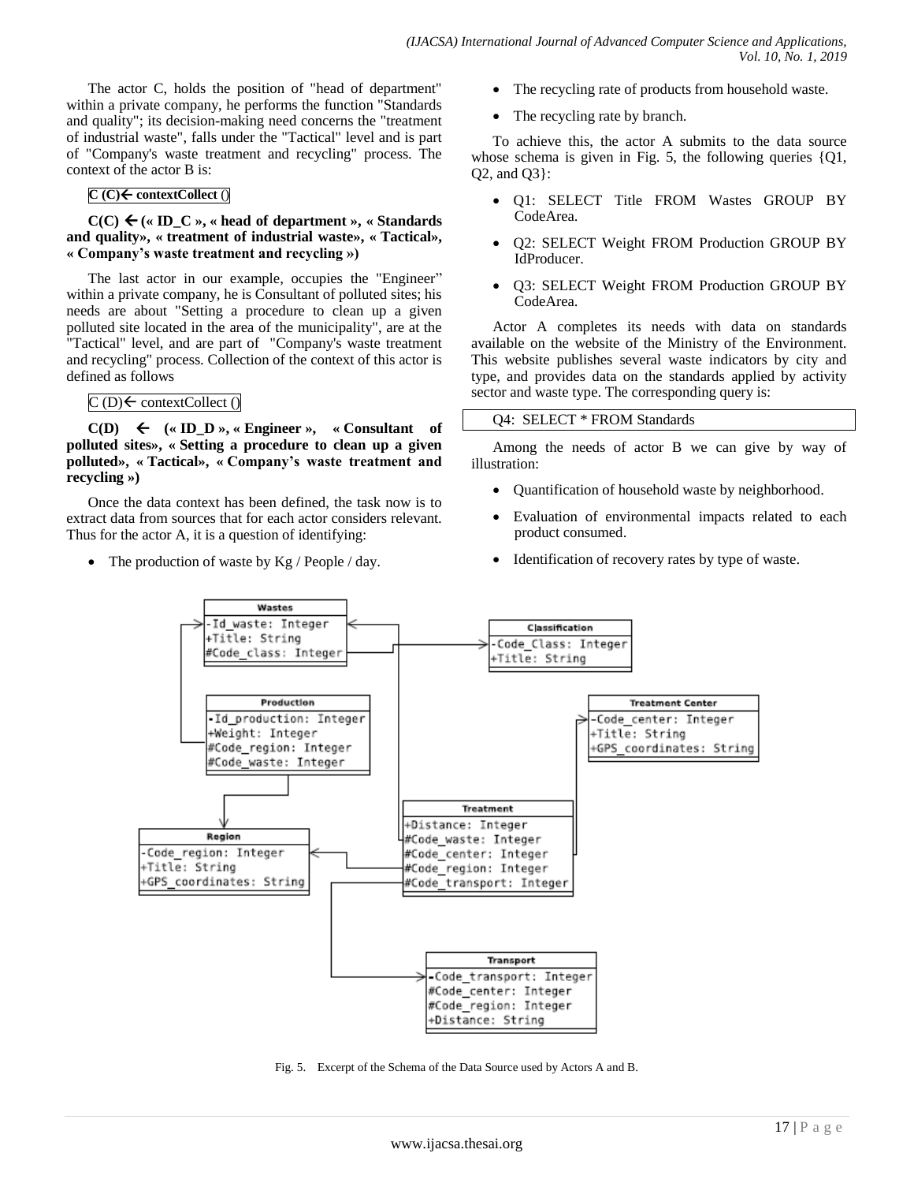The actor C, holds the position of "head of department" within a private company, he performs the function "Standards and quality"; its decision-making need concerns the "treatment of industrial waste", falls under the "Tactical" level and is part of "Company's waste treatment and recycling" process. The context of the actor B is:

**C (C)← contextCollect ()**

**C(C) ←(« ID_C », « head of department », « Standards and quality», « treatment of industrial waste», « Tactical», « Company's waste treatment and recycling »)**

The last actor in our example, occupies the "Engineer" within a private company, he is Consultant of polluted sites; his needs are about "Setting a procedure to clean up a given polluted site located in the area of the municipality", are at the "Tactical" level, and are part of "Company's waste treatment and recycling" process. Collection of the context of this actor is defined as follows

C (D)← contextCollect ()

**C(D) ← (« ID_D », « Engineer », « Consultant of polluted sites», « Setting a procedure to clean up a given polluted», « Tactical», « Company's waste treatment and recycling »)**

Once the data context has been defined, the task now is to extract data from sources that for each actor considers relevant. Thus for the actor A, it is a question of identifying:

- The production of waste by Kg / People / day.
- The recycling rate of products from household waste.
- The recycling rate by branch.

To achieve this, the actor A submits to the data source whose schema is given in Fig. 5, the following queries {Q1, Q2, and Q3}:

- Q1: SELECT Title FROM Wastes GROUP BY CodeArea.
- Q2: SELECT Weight FROM Production GROUP BY IdProducer.
- Q3: SELECT Weight FROM Production GROUP BY CodeArea.

Actor A completes its needs with data on standards available on the website of the Ministry of the Environment. This website publishes several waste indicators by city and type, and provides data on the standards applied by activity sector and waste type. The corresponding query is:

Q4: SELECT * FROM Standards

Among the needs of actor B we can give by way of illustration:

- Quantification of household waste by neighborhood.
- Evaluation of environmental impacts related to each product consumed.
- Identification of recovery rates by type of waste.

```
Wastes
-Id_waste: Integer
+Title: String
#Code_class: Integer

Classification
-Code_Class: Integer
+Title: String

Production
-Id_production: Integer
+Weight: Integer
#Code_region: Integer
#Code_waste: Integer

Treatment Center
-Code_center: Integer
+Title: String
+GPS_coordinates: String

Treatment
+Distance: Integer
#Code_waste: Integer
#Code_center: Integer
#Code_region: Integer
#Code_transport: Integer

Region
-Code_region: Integer
+Title: String
+GPS_coordinates: String

Transport
-Code_transport: Integer
#Code_center: Integer
#Code_region: Integer
+Distance: String
```

Fig. 5. Excerpt of the Schema of the Data Source used by Actors A and B.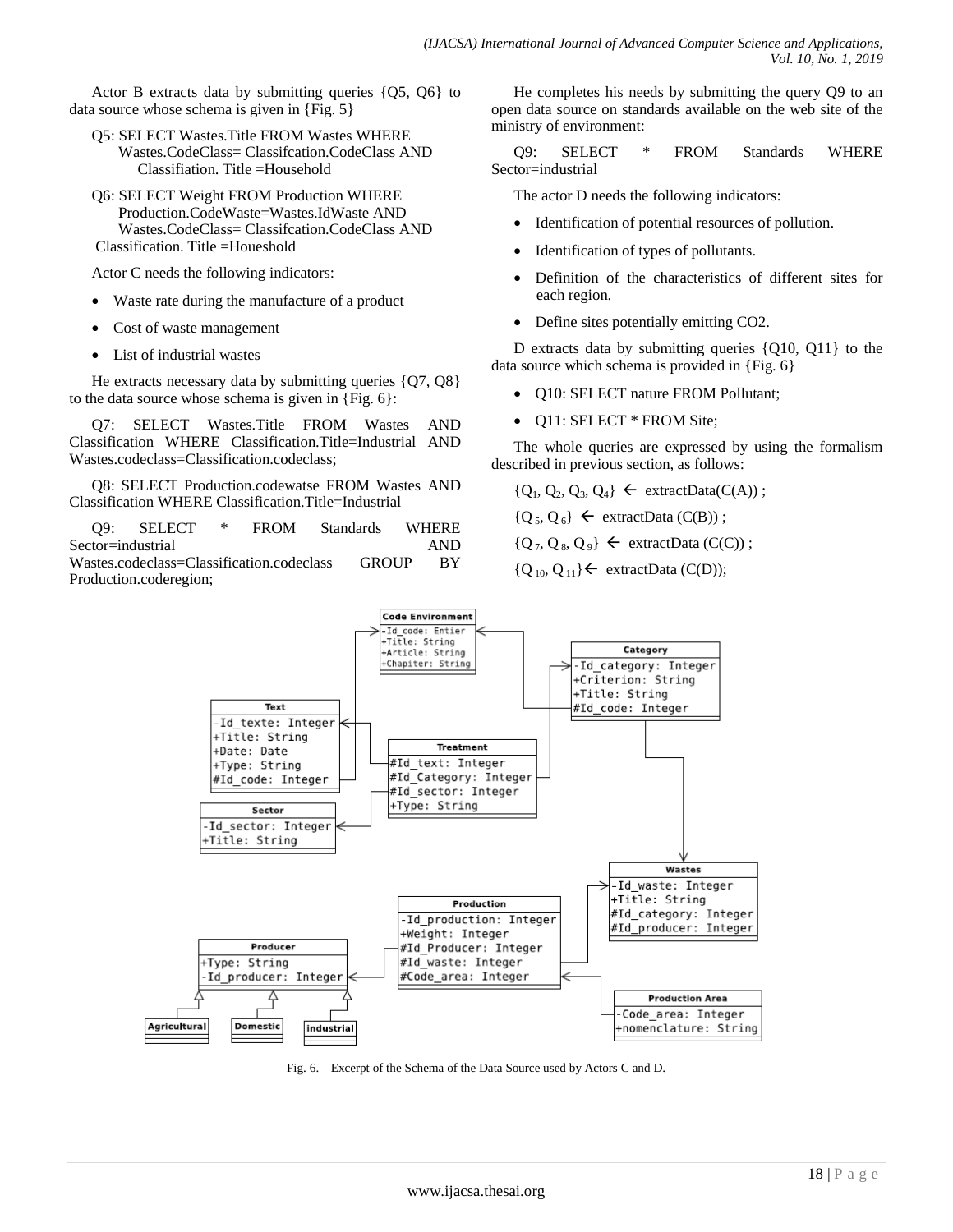Actor B extracts data by submitting queries {Q5, Q6} to data source whose schema is given in {Fig. 5}

Q5: SELECT Wastes.Title FROM Wastes WHERE Wastes.CodeClass= Classifcation.CodeClass AND Classifiation. Title =Household

Q6: SELECT Weight FROM Production WHERE Production.CodeWaste=Wastes.IdWaste AND Wastes.CodeClass= Classifcation.CodeClass AND Classification. Title =Houeshold

Actor C needs the following indicators:

- Waste rate during the manufacture of a product
- Cost of waste management
- List of industrial wastes

He extracts necessary data by submitting queries {Q7, Q8} to the data source whose schema is given in {Fig. 6}:

Q7: SELECT Wastes.Title FROM Wastes AND Classification WHERE Classification.Title=Industrial AND Wastes.codeclass=Classification.codeclass;

Q8: SELECT Production.codewatse FROM Wastes AND Classification WHERE Classification.Title=Industrial

Q9: SELECT * FROM Standards WHERE Sector=industrial AND Wastes.codeclass=Classification.codeclass GROUP BY Production.coderegion;

He completes his needs by submitting the query Q9 to an open data source on standards available on the web site of the ministry of environment:

Q9: SELECT * FROM Standards WHERE Sector=industrial

The actor D needs the following indicators:

- Identification of potential resources of pollution.
- Identification of types of pollutants.
- Definition of the characteristics of different sites for each region.
- Define sites potentially emitting CO2.

D extracts data by submitting queries {Q10, Q11} to the data source which schema is provided in {Fig. 6}

- Q10: SELECT nature FROM Pollutant;
- Q11: SELECT * FROM Site;

The whole queries are expressed by using the formalism described in previous section, as follows:

$\{Q_1, Q_2, Q_3, Q_4\} \leftarrow$ extractData(C(A)) ;

$\{Q_5, Q_6\} \leftarrow$ extractData (C(B)) ;

$\{Q_7, Q_8, Q_9\} \leftarrow$ extractData (C(C)) ;

$\{Q_{10}, Q_{11}\} \leftarrow$ extractData (C(D));

Fig. 6. Excerpt of the Schema of the Data Source used by Actors C and D.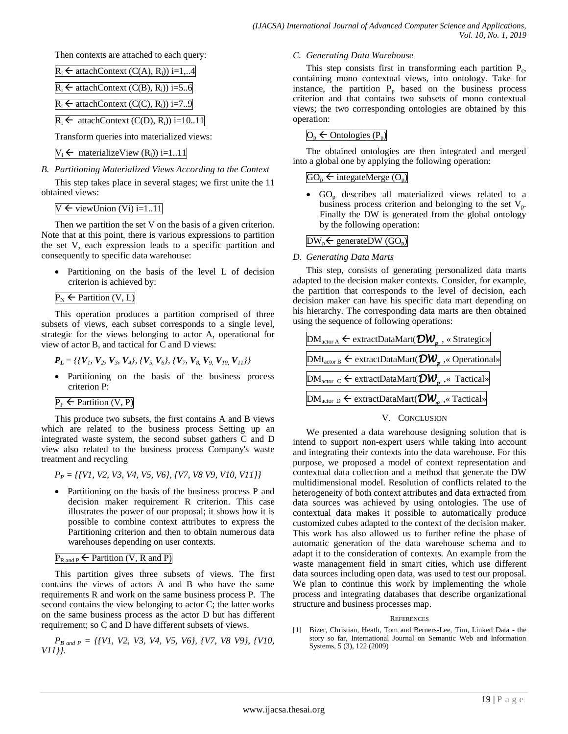Then contexts are attached to each query:

$R_i \leftarrow$ attachContext (C(A), $R_i$)) i=1,..4

$R_i \leftarrow$ attachContext (C(B), $R_i$)) i=5..6

$R_i \leftarrow$ attachContext (C(C), $R_i$)) i=7..9

$R_i \leftarrow$ attachContext (C(D), $R_i$)) i=10..11

Transform queries into materialized views:

$V_i \leftarrow$ materializeView ($R_i$)) i=1..11

### B. Partitioning Materialized Views According to the Context

This step takes place in several stages; we first unite the 11 obtained views:

$V \leftarrow$ viewUnion (Vi) i=1..11

Then we partition the set V on the basis of a given criterion. Note that at this point, there is various expressions to partition the set V, each expression leads to a specific partition and consequently to specific data warehouse:

- Partitioning on the basis of the level L of decision criterion is achieved by:

$P_N \leftarrow$ Partition (V, L)

This operation produces a partition comprised of three subsets of views, each subset corresponds to a single level, strategic for the views belonging to actor A, operational for view of actor B, and tactical for C and D views:

$\boldsymbol{P_L = \{\{V_1, V_2, V_3, V_4\}, \{V_5, V_6\}, \{V_7, V_8, V_9, V_{10}, V_{11}\}\}}$

- Partitioning on the basis of the business process criterion P:

$P_P \leftarrow$ Partition (V, P)

This produce two subsets, the first contains A and B views which are related to the business process Setting up an integrated waste system, the second subset gathers C and D view also related to the business process Company's waste treatment and recycling

$P_P = \{\{V1, V2, V3, V4, V5, V6\}, \{V7, V8\ V9, V10, V11\}\}$

- Partitioning on the basis of the business process P and decision maker requirement R criterion. This case illustrates the power of our proposal; it shows how it is possible to combine context attributes to express the Partitioning criterion and then to obtain numerous data warehouses depending on user contexts.

$P_{R\ and\ P} \leftarrow$ Partition (V, R and P)

This partition gives three subsets of views. The first contains the views of actors A and B who have the same requirements R and work on the same business process P. The second contains the view belonging to actor C; the latter works on the same business process as the actor D but has different requirement; so C and D have different subsets of views.

$P_{B\ and\ P} = \{\{V1, V2, V3, V4, V5, V6\}, \{V7, V8\ V9\}, \{V10, V11\}\}.$

### C. Generating Data Warehouse

This step consists first in transforming each partition $P_c$, containing mono contextual views, into ontology. Take for instance, the partition $P_p$ based on the business process criterion and that contains two subsets of mono contextual views; the two corresponding ontologies are obtained by this operation:

$O_p \leftarrow$ Ontologies ($P_p$)

The obtained ontologies are then integrated and merged into a global one by applying the following operation:

$GO_p \leftarrow$ integateMerge ($O_p$)

- $GO_p$ describes all materialized views related to a business process criterion and belonging to the set $V_p$. Finally the DW is generated from the global ontology by the following operation:

$DW_p \leftarrow$ generateDW ($GO_p$)

### D. Generating Data Marts

This step, consists of generating personalized data marts adapted to the decision maker contexts. Consider, for example, the partition that corresponds to the level of decision, each decision maker can have his specific data mart depending on his hierarchy. The corresponding data marts are then obtained using the sequence of following operations:

$DM_{actor\ A} \leftarrow$ extractDataMart($\mathcal{DW}_p$ , « Strategic»

$DMt_{actor\ B} \leftarrow$ extractDataMart($\mathcal{DW}_p$ ,« Operational»

$DM_{actor\ C} \leftarrow$ extractDataMart($\mathcal{DW}_p$ ,« Tactical»

$DM_{actor\ D} \leftarrow$ extractDataMart($\mathcal{DW}_p$ ,« Tactical»

## V. Conclusion

We presented a data warehouse designing solution that is intend to support non-expert users while taking into account and integrating their contexts into the data warehouse. For this purpose, we proposed a model of context representation and contextual data collection and a method that generate the DW multidimensional model. Resolution of conflicts related to the heterogeneity of both context attributes and data extracted from data sources was achieved by using ontologies. The use of contextual data makes it possible to automatically produce customized cubes adapted to the context of the decision maker. This work has also allowed us to further refine the phase of automatic generation of the data warehouse schema and to adapt it to the consideration of contexts. An example from the waste management field in smart cities, which use different data sources including open data, was used to test our proposal. We plan to continue this work by implementing the whole process and integrating databases that describe organizational structure and business processes map.

## References

[1] Bizer, Christian, Heath, Tom and Berners-Lee, Tim, Linked Data - the story so far, International Journal on Semantic Web and Information Systems, 5 (3), 122 (2009)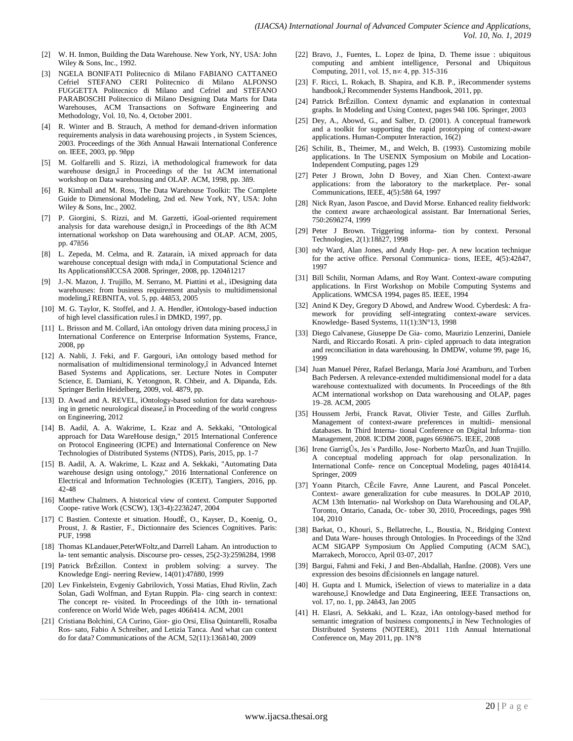[2] W. H. Inmon, Building the Data Warehouse. New York, NY, USA: John Wiley & Sons, Inc., 1992.

[3] NGELA BONIFATI Politecnico di Milano FABIANO CATTANEO Cefriel STEFANO CERI Politecnico di Milano ALFONSO FUGGETTA Politecnico di Milano and Cefriel and STEFANO PARABOSCHI Politecnico di Milano Designing Data Marts for Data Warehouses, ACM Transactions on Software Engineering and Methodology, Vol. 10, No. 4, October 2001.

[4] R. Winter and B. Strauch, A method for demand-driven information requirements analysis in data warehousing projects , in System Sciences, 2003. Proceedings of the 36th Annual Hawaii International Conference on. IEEE, 2003, pp. 9ñpp

[5] M. Golfarelli and S. Rizzi, ìA methodological framework for data warehouse design,î in Proceedings of the 1st ACM international workshop on Data warehousing and OLAP. ACM, 1998, pp. 3ñ9.

[6] R. Kimball and M. Ross, The Data Warehouse Toolkit: The Complete Guide to Dimensional Modeling, 2nd ed. New York, NY, USA: John Wiley & Sons, Inc., 2002.

[7] P. Giorgini, S. Rizzi, and M. Garzetti, ìGoal-oriented requirement analysis for data warehouse design,î in Proceedings of the 8th ACM international workshop on Data warehousing and OLAP. ACM, 2005, pp. 47ñ56

[8] L. Zepeda, M. Celma, and R. Zatarain, ìA mixed approach for data warehouse conceptual design with mda,î in Computational Science and Its ApplicationsñICCSA 2008. Springer, 2008, pp. 1204ñ1217

[9] J.-N. Mazon, J. Trujillo, M. Serrano, M. Piattini et al., ìDesigning data warehouses: from business requirement analysis to multidimensional modeling,î REBNITA, vol. 5, pp. 44ñ53, 2005

[10] M. G. Taylor, K. Stoffel, and J. A. Hendler, ìOntology-based induction of high level classification rules.î in DMKD, 1997, pp.

[11] L. Brisson and M. Collard, ìAn ontology driven data mining process,î in International Conference on Enterprise Information Systems, France, 2008, pp

[12] A. Nabli, J. Feki, and F. Gargouri, ìAn ontology based method for normalisation of multidimensional terminology,î in Advanced Internet Based Systems and Applications, ser. Lecture Notes in Computer Science, E. Damiani, K. Yetongnon, R. Chbeir, and A. Dipanda, Eds. Springer Berlin Heidelberg, 2009, vol. 4879, pp.

[13] D. Awad and A. REVEL, ìOntology-based solution for data warehousing in genetic neurological disease,î in Proceeding of the world congress on Engineering, 2012

[14] B. Aadil, A. A. Wakrime, L. Kzaz and A. Sekkaki, "Ontological approach for Data WareHouse design," 2015 International Conference on Protocol Engineering (ICPE) and International Conference on New Technologies of Distributed Systems (NTDS), Paris, 2015, pp. 1-7

[15] B. Aadil, A. A. Wakrime, L. Kzaz and A. Sekkaki, "Automating Data warehouse design using ontology," 2016 International Conference on Electrical and Information Technologies (ICEIT), Tangiers, 2016, pp. 42-48

[16] Matthew Chalmers. A historical view of context. Computer Supported Coope- rative Work (CSCW), 13(3-4):223ñ247, 2004

[17] C Bastien. Contexte et situation. HoudÈ, O., Kayser, D., Koenig, O., Proust, J. & Rastier, F., Dictionnaire des Sciences Cognitives. Paris: PUF, 1998

[18] Thomas KLandauer,PeterWFoltz,and Darrell Laham. An introduction to la- tent semantic analysis. Discourse pro- cesses, 25(2-3):259ñ284, 1998

[19] Patrick BrÈzillon. Context in problem solving: a survey. The Knowledge Engi- neering Review, 14(01):47ñ80, 1999

[20] Lev Finkelstein, Evgeniy Gabrilovich, Yossi Matias, Ehud Rivlin, Zach Solan, Gadi Wolfman, and Eytan Ruppin. Pla- cing search in context: The concept re- visited. In Proceedings of the 10th in- ternational conference on World Wide Web, pages 406ñ414. ACM, 2001

[21] Cristiana Bolchini, CA Curino, Gior- gio Orsi, Elisa Quintarelli, Rosalba Ros- sato, Fabio A Schreiber, and Letizia Tanca. And what can context do for data? Communications of the ACM, 52(11):136ñ140, 2009

[22] Bravo, J., Fuentes, L. Lopez de Ipina, D. Theme issue : ubiquitous computing and ambient intelligence, Personal and Ubiquitous Computing, 2011, vol. 15, n∞ 4, pp. 315-316

[23] F. Ricci, L. Rokach, B. Shapira, and K.B. P., ìRecommender systems handbook,î Recommender Systems Handbook, 2011, pp.

[24] Patrick BrÈzillon. Context dynamic and explanation in contextual graphs. In Modeling and Using Context, pages 94ñ 106. Springer, 2003

[25] Dey, A., Abowd, G., and Salber, D. (2001). A conceptual framework and a toolkit for supporting the rapid prototyping of context-aware applications. Human-Computer Interaction, 16(2)

[26] Schilit, B., Theimer, M., and Welch, B. (1993). Customizing mobile applications. In The USENIX Symposium on Mobile and Location-Independent Computing, pages 129

[27] Peter J Brown, John D Bovey, and Xian Chen. Context-aware applications: from the laboratory to the marketplace. Per- sonal Communications, IEEE, 4(5):58ñ 64, 1997

[28] Nick Ryan, Jason Pascoe, and David Morse. Enhanced reality fieldwork: the context aware archaeological assistant. Bar International Series, 750:269ñ274, 1999

[29] Peter J Brown. Triggering informa- tion by context. Personal Technologies, 2(1):18ñ27, 1998

[30] ndy Ward, Alan Jones, and Andy Hop- per. A new location technique for the active office. Personal Communica- tions, IEEE, 4(5):42ñ47, 1997

[31] Bill Schilit, Norman Adams, and Roy Want. Context-aware computing applications. In First Workshop on Mobile Computing Systems and Applications. WMCSA 1994, pages 85. IEEE, 1994

[32] Anind K Dey, Gregory D Abowd, and Andrew Wood. Cyberdesk: A fra- mework for providing self-integrating context-aware services. Knowledge- Based Systems, 11(1):3N°13, 1998

[33] Diego Calvanese, Giuseppe De Gia- como, Maurizio Lenzerini, Daniele Nardi, and Riccardo Rosati. A prin- cipled approach to data integration and reconciliation in data warehousing. In DMDW, volume 99, page 16, 1999

[34] Juan Manuel Pérez, Rafael Berlanga, María José Aramburu, and Torben Bach Pedersen. A relevance-extended multidimensional model for a data warehouse contextualized with documents. In Proceedings of the 8th ACM international workshop on Data warehousing and OLAP, pages 19–28. ACM, 2005

[35] Houssem Jerbi, Franck Ravat, Olivier Teste, and Gilles Zurfluh. Management of context-aware preferences in multidi- mensional databases. In Third Interna- tional Conference on Digital Informa- tion Management, 2008. ICDIM 2008, pages 669ñ675. IEEE, 2008

[36] Irene GarrigÛs, Jes˙s Pardillo, Jose- Norberto MazÛn, and Juan Trujillo. A conceptual modeling approach for olap personalization. In International Confe- rence on Conceptual Modeling, pages 401ñ414. Springer, 2009

[37] Yoann Pitarch, CÈcile Favre, Anne Laurent, and Pascal Poncelet. Context- aware generalization for cube measures. In DOLAP 2010, ACM 13th Internatio- nal Workshop on Data Warehousing and OLAP, Toronto, Ontario, Canada, Oc- tober 30, 2010, Proceedings, pages 99ñ 104, 2010

[38] Barkat, O., Khouri, S., Bellatreche, L., Boustia, N., Bridging Context and Data Ware- houses through Ontologies. In Proceedings of the 32nd ACM SIGAPP Symposium On Applied Computing (ACM SAC), Marrakech, Morocco, April 03-07, 2017

[39] Bargui, Fahmi and Feki, J and Ben-Abdallah, HanÍne. (2008). Vers une expression des besoins dÈcisionnels en langage naturel.

[40] H. Gupta and I. Mumick, ìSelection of views to materialize in a data warehouse,î Knowledge and Data Engineering, IEEE Transactions on, vol. 17, no. 1, pp. 24ñ43, Jan 2005

[41] H. Elasri, A. Sekkaki, and L. Kzaz, ìAn ontology-based method for semantic integration of business components,î in New Technologies of Distributed Systems (NOTERE), 2011 11th Annual International Conference on, May 2011, pp. 1N°8